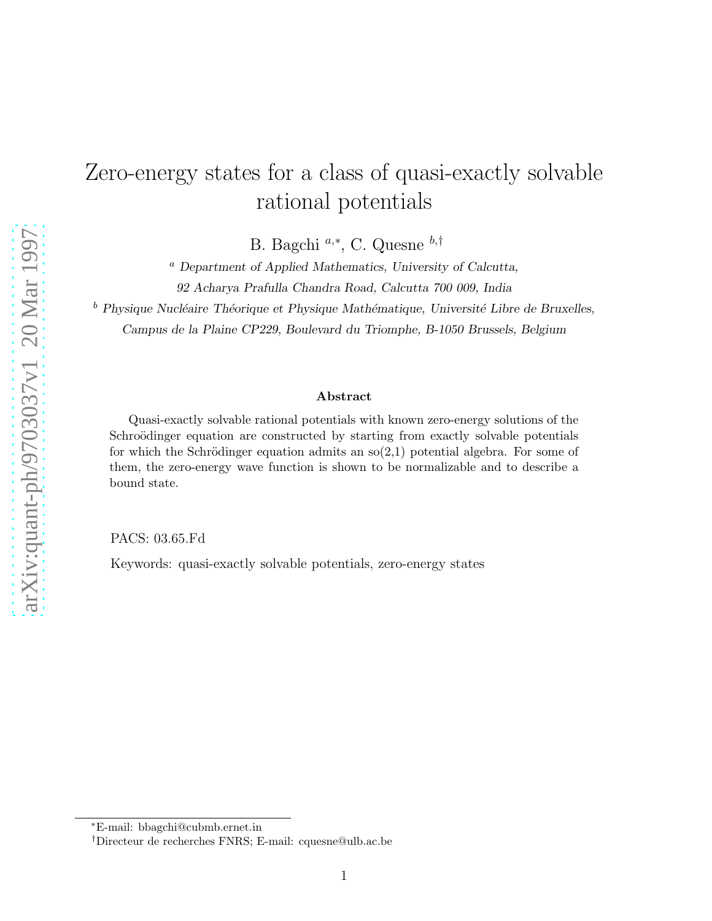# Zero-energy states for a class of quasi-exactly solvable rational potentials

B. Bagchi [a,*], C. Quesne [b,†]

[a] *Department of Applied Mathematics, University of Calcutta, 92 Acharya Prafulla Chandra Road, Calcutta 700 009, India*

[b] *Physique Nucléaire Théorique et Physique Mathématique, Université Libre de Bruxelles, Campus de la Plaine CP229, Boulevard du Triomphe, B-1050 Brussels, Belgium*

**Abstract**

Quasi-exactly solvable rational potentials with known zero-energy solutions of the Schroödinger equation are constructed by starting from exactly solvable potentials for which the Schrödinger equation admits an so(2,1) potential algebra. For some of them, the zero-energy wave function is shown to be normalizable and to describe a bound state.

PACS: 03.65.Fd

Keywords: quasi-exactly solvable potentials, zero-energy states

---

*E-mail: bbagchi@cubmb.ernet.in

†Directeur de recherches FNRS; E-mail: cquesne@ulb.ac.be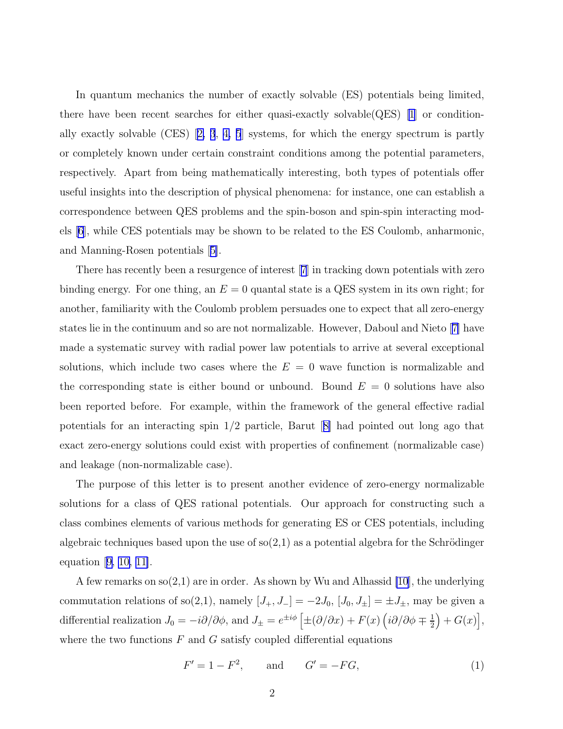In quantum mechanics the number of exactly solvable (ES) potentials being limited, there have been recent searches for either quasi-exactly solvable(QES) [1] or conditionally exactly solvable (CES) [2, 3, 4, 5] systems, for which the energy spectrum is partly or completely known under certain constraint conditions among the potential parameters, respectively. Apart from being mathematically interesting, both types of potentials offer useful insights into the description of physical phenomena: for instance, one can establish a correspondence between QES problems and the spin-boson and spin-spin interacting models [6], while CES potentials may be shown to be related to the ES Coulomb, anharmonic, and Manning-Rosen potentials [5].

There has recently been a resurgence of interest [7] in tracking down potentials with zero binding energy. For one thing, an $E = 0$ quantal state is a QES system in its own right; for another, familiarity with the Coulomb problem persuades one to expect that all zero-energy states lie in the continuum and so are not normalizable. However, Daboul and Nieto [7] have made a systematic survey with radial power law potentials to arrive at several exceptional solutions, which include two cases where the $E = 0$ wave function is normalizable and the corresponding state is either bound or unbound. Bound $E = 0$ solutions have also been reported before. For example, within the framework of the general effective radial potentials for an interacting spin 1/2 particle, Barut [8] had pointed out long ago that exact zero-energy solutions could exist with properties of confinement (normalizable case) and leakage (non-normalizable case).

The purpose of this letter is to present another evidence of zero-energy normalizable solutions for a class of QES rational potentials. Our approach for constructing such a class combines elements of various methods for generating ES or CES potentials, including algebraic techniques based upon the use of so(2,1) as a potential algebra for the Schrödinger equation [9, 10, 11].

A few remarks on so(2,1) are in order. As shown by Wu and Alhassid [10], the underlying commutation relations of so(2,1), namely $[J_+, J_-] = -2J_0$, $[J_0, J_\pm] = \pm J_\pm$, may be given a differential realization $J_0 = -i\partial/\partial\phi$, and $J_\pm = e^{\pm i\phi}\left[\pm(\partial/\partial x) + F(x)\left(i\partial/\partial\phi \mp \frac{1}{2}\right) + G(x)\right]$, where the two functions $F$ and $G$ satisfy coupled differential equations

$$F' = 1 - F^2, \qquad \text{and} \qquad G' = -FG, \tag{1}$$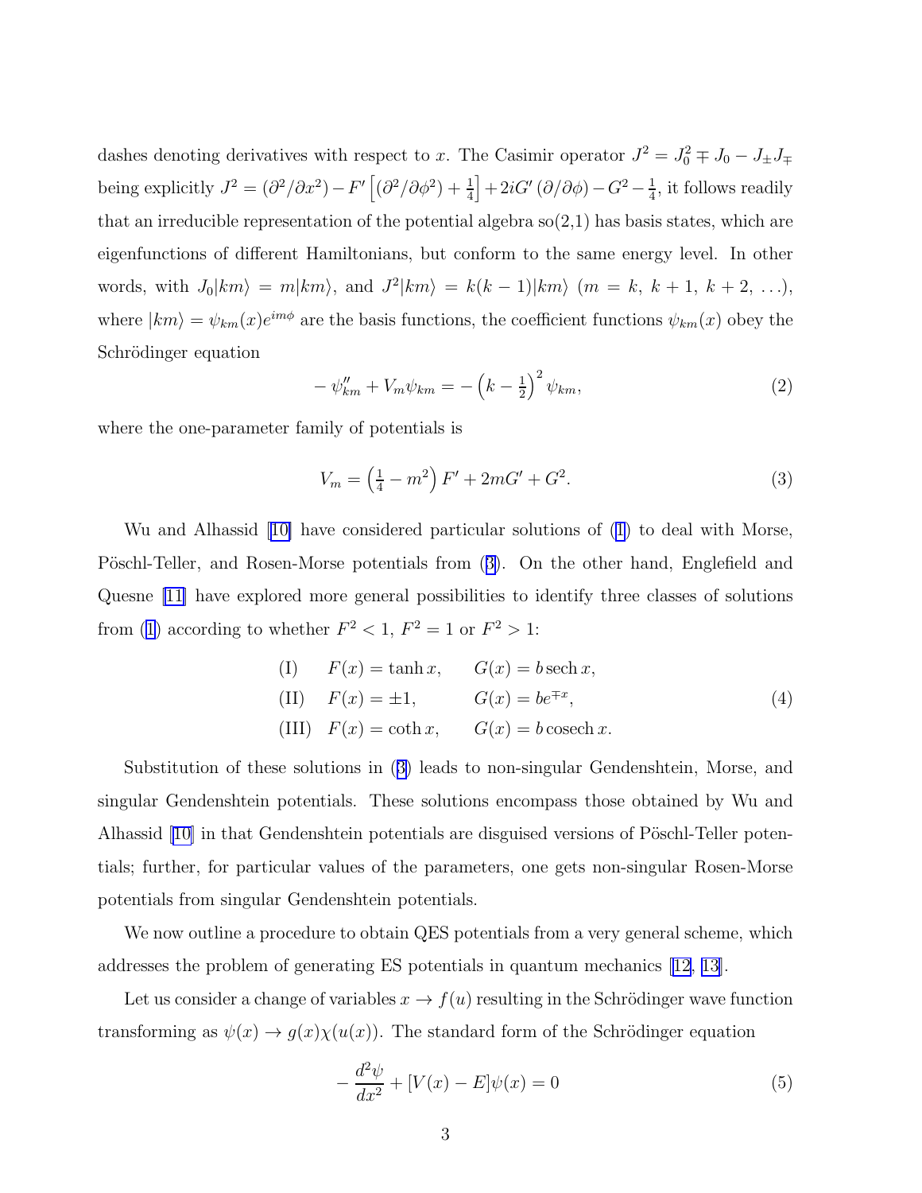dashes denoting derivatives with respect to $x$. The Casimir operator $J^2 = J_0^2 \mp J_0 - J_\pm J_\mp$ being explicitly $J^2 = (\partial^2/\partial x^2) - F' \left[(\partial^2/\partial \phi^2) + \frac{1}{4}\right] + 2iG' \left(\partial/\partial \phi\right) - G^2 - \frac{1}{4}$, it follows readily that an irreducible representation of the potential algebra so(2,1) has basis states, which are eigenfunctions of different Hamiltonians, but conform to the same energy level. In other words, with $J_0|km\rangle = m|km\rangle$, and $J^2|km\rangle = k(k-1)|km\rangle$ ($m = k,\ k+1,\ k+2,\ \ldots$), where $|km\rangle = \psi_{km}(x)e^{im\phi}$ are the basis functions, the coefficient functions $\psi_{km}(x)$ obey the Schrödinger equation

$$
-\psi''_{km} + V_m \psi_{km} = -\left(k - \tfrac{1}{2}\right)^2 \psi_{km}, \tag{2}
$$

where the one-parameter family of potentials is

$$
V_m = \left(\tfrac{1}{4} - m^2\right) F' + 2mG' + G^2. \tag{3}
$$

Wu and Alhassid [10] have considered particular solutions of (1) to deal with Morse, Pöschl-Teller, and Rosen-Morse potentials from (3). On the other hand, Englefield and Quesne [11] have explored more general possibilities to identify three classes of solutions from (1) according to whether $F^2 < 1$, $F^2 = 1$ or $F^2 > 1$:

$$
\begin{aligned}
&\text{(I)} \quad && F(x) = \tanh x, && G(x) = b \,\mathrm{sech}\, x, \\
&\text{(II)} \quad && F(x) = \pm 1, && G(x) = b e^{\mp x}, \\
&\text{(III)} \quad && F(x) = \coth x, && G(x) = b \,\mathrm{cosech}\, x.
\end{aligned} \tag{4}
$$

Substitution of these solutions in (3) leads to non-singular Gendenshtein, Morse, and singular Gendenshtein potentials. These solutions encompass those obtained by Wu and Alhassid [10] in that Gendenshtein potentials are disguised versions of Pöschl-Teller potentials; further, for particular values of the parameters, one gets non-singular Rosen-Morse potentials from singular Gendenshtein potentials.

We now outline a procedure to obtain QES potentials from a very general scheme, which addresses the problem of generating ES potentials in quantum mechanics [12, 13].

Let us consider a change of variables $x \to f(u)$ resulting in the Schrödinger wave function transforming as $\psi(x) \to g(x)\chi(u(x))$. The standard form of the Schrödinger equation

$$
-\frac{d^2\psi}{dx^2} + [V(x) - E]\psi(x) = 0 \tag{5}
$$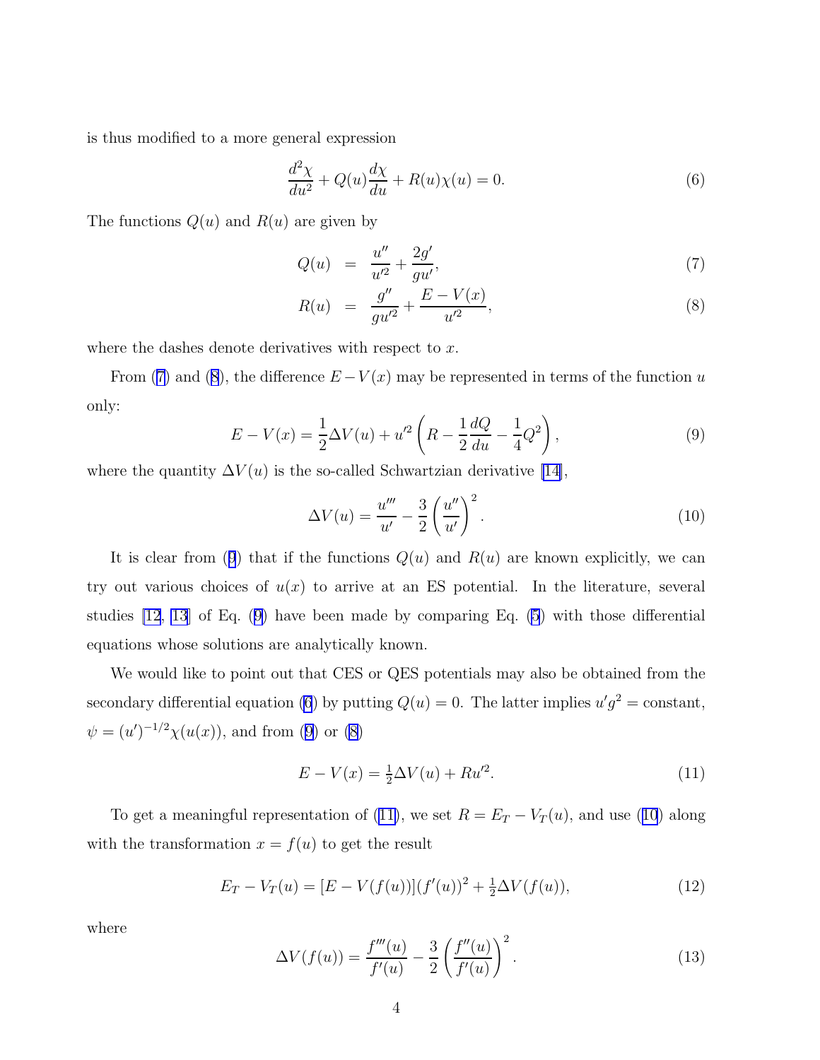is thus modified to a more general expression

$$\frac{d^2\chi}{du^2} + Q(u)\frac{d\chi}{du} + R(u)\chi(u) = 0. \tag{6}$$

The functions $Q(u)$ and $R(u)$ are given by

$$Q(u) = \frac{u''}{u'^2} + \frac{2g'}{gu'}, \tag{7}$$

$$R(u) = \frac{g''}{gu'^2} + \frac{E - V(x)}{u'^2}, \tag{8}$$

where the dashes denote derivatives with respect to $x$.

From (7) and (8), the difference $E - V(x)$ may be represented in terms of the function $u$ only:

$$E - V(x) = \frac{1}{2}\Delta V(u) + u'^2\left(R - \frac{1}{2}\frac{dQ}{du} - \frac{1}{4}Q^2\right), \tag{9}$$

where the quantity $\Delta V(u)$ is the so-called Schwartzian derivative [14],

$$\Delta V(u) = \frac{u'''}{u'} - \frac{3}{2}\left(\frac{u''}{u'}\right)^2. \tag{10}$$

It is clear from (9) that if the functions $Q(u)$ and $R(u)$ are known explicitly, we can try out various choices of $u(x)$ to arrive at an ES potential. In the literature, several studies [12, 13] of Eq. (9) have been made by comparing Eq. (5) with those differential equations whose solutions are analytically known.

We would like to point out that CES or QES potentials may also be obtained from the secondary differential equation (6) by putting $Q(u) = 0$. The latter implies $u'g^2 =$ constant, $\psi = (u')^{-1/2}\chi(u(x))$, and from (9) or (8)

$$E - V(x) = \tfrac{1}{2}\Delta V(u) + Ru'^2. \tag{11}$$

To get a meaningful representation of (11), we set $R = E_T - V_T(u)$, and use (10) along with the transformation $x = f(u)$ to get the result

$$E_T - V_T(u) = [E - V(f(u))](f'(u))^2 + \tfrac{1}{2}\Delta V(f(u)), \tag{12}$$

where

$$\Delta V(f(u)) = \frac{f'''(u)}{f'(u)} - \frac{3}{2}\left(\frac{f''(u)}{f'(u)}\right)^2. \tag{13}$$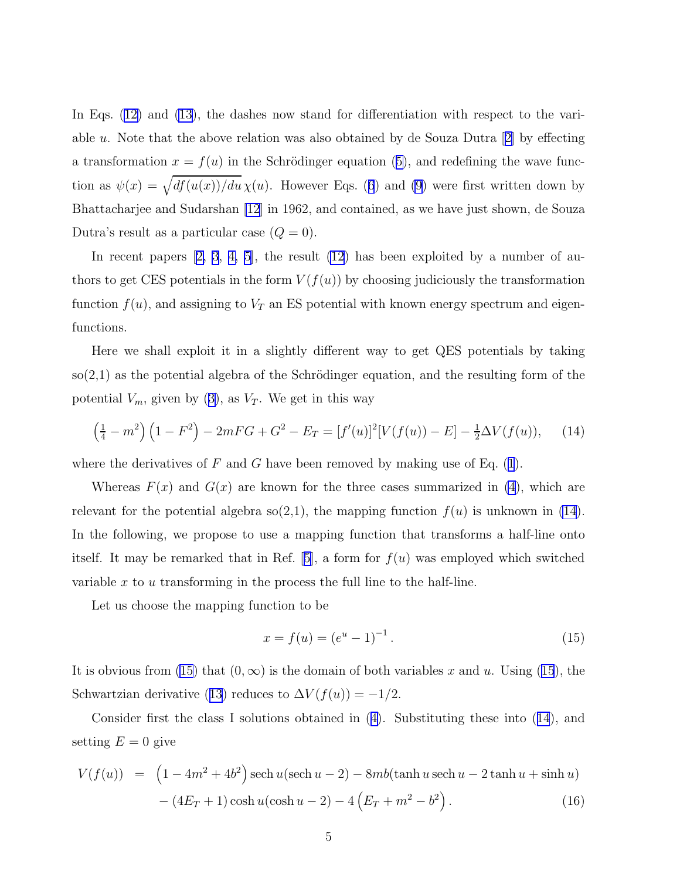In Eqs. (12) and (13), the dashes now stand for differentiation with respect to the variable $u$. Note that the above relation was also obtained by de Souza Dutra [2] by effecting a transformation $x = f(u)$ in the Schrödinger equation (5), and redefining the wave function as $\psi(x) = \sqrt{df(u(x))/du}\,\chi(u)$. However Eqs. (6) and (9) were first written down by Bhattacharjee and Sudarshan [12] in 1962, and contained, as we have just shown, de Souza Dutra's result as a particular case ($Q = 0$).

In recent papers [2, 3, 4, 5], the result (12) has been exploited by a number of authors to get CES potentials in the form $V(f(u))$ by choosing judiciously the transformation function $f(u)$, and assigning to $V_T$ an ES potential with known energy spectrum and eigenfunctions.

Here we shall exploit it in a slightly different way to get QES potentials by taking so(2,1) as the potential algebra of the Schrödinger equation, and the resulting form of the potential $V_m$, given by (3), as $V_T$. We get in this way

$$\left(\tfrac{1}{4} - m^2\right)\left(1 - F^2\right) - 2mFG + G^2 - E_T = [f'(u)]^2[V(f(u)) - E] - \tfrac{1}{2}\Delta V(f(u)), \qquad (14)$$

where the derivatives of $F$ and $G$ have been removed by making use of Eq. (1).

Whereas $F(x)$ and $G(x)$ are known for the three cases summarized in (4), which are relevant for the potential algebra so(2,1), the mapping function $f(u)$ is unknown in (14). In the following, we propose to use a mapping function that transforms a half-line onto itself. It may be remarked that in Ref. [5], a form for $f(u)$ was employed which switched variable $x$ to $u$ transforming in the process the full line to the half-line.

Let us choose the mapping function to be

$$x = f(u) = \left(e^u - 1\right)^{-1}. \qquad (15)$$

It is obvious from (15) that $(0, \infty)$ is the domain of both variables $x$ and $u$. Using (15), the Schwartzian derivative (13) reduces to $\Delta V(f(u)) = -1/2$.

Consider first the class I solutions obtained in (4). Substituting these into (14), and setting $E = 0$ give

$$\begin{aligned} V(f(u)) &= \left(1 - 4m^2 + 4b^2\right)\operatorname{sech} u(\operatorname{sech} u - 2) - 8mb(\tanh u \operatorname{sech} u - 2\tanh u + \sinh u) \\ &\quad - (4E_T + 1)\cosh u(\cosh u - 2) - 4\left(E_T + m^2 - b^2\right). \end{aligned} \qquad (16)$$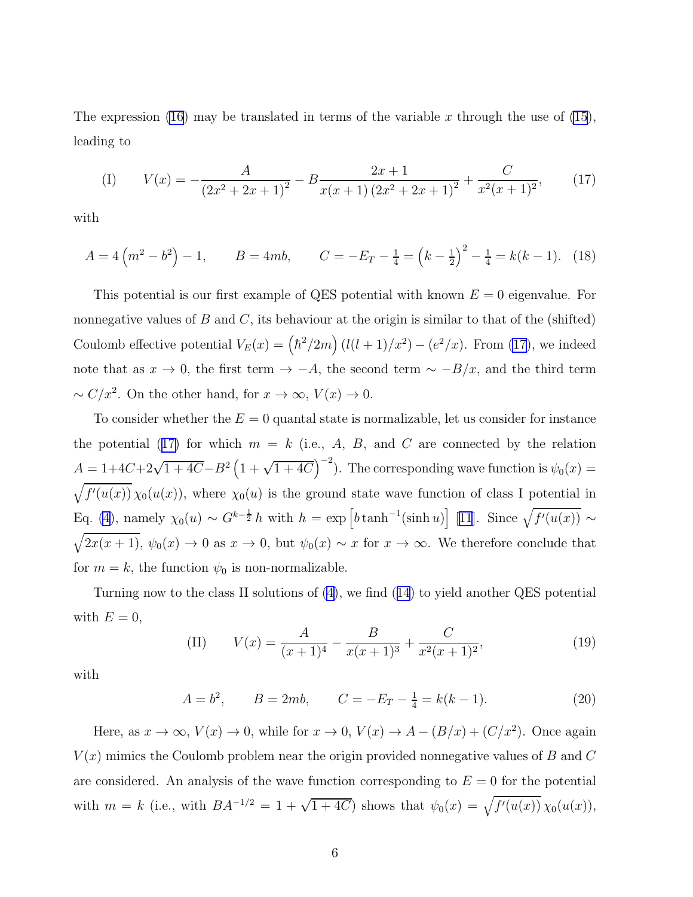The expression (16) may be translated in terms of the variable $x$ through the use of (15), leading to

$$\text{(I)} \qquad V(x) = -\frac{A}{\left(2x^2+2x+1\right)^2} - B\frac{2x+1}{x(x+1)\left(2x^2+2x+1\right)^2} + \frac{C}{x^2(x+1)^2}, \tag{17}$$

with

$$A = 4\left(m^2 - b^2\right) - 1, \qquad B = 4mb, \qquad C = -E_T - \tfrac{1}{4} = \left(k - \tfrac{1}{2}\right)^2 - \tfrac{1}{4} = k(k-1). \tag{18}$$

This potential is our first example of QES potential with known $E = 0$ eigenvalue. For nonnegative values of $B$ and $C$, its behaviour at the origin is similar to that of the (shifted) Coulomb effective potential $V_E(x) = \left(\hbar^2/2m\right)\left(l(l+1)/x^2\right) - \left(e^2/x\right)$. From (17), we indeed note that as $x \to 0$, the first term $\to -A$, the second term $\sim -B/x$, and the third term $\sim C/x^2$. On the other hand, for $x \to \infty$, $V(x) \to 0$.

To consider whether the $E = 0$ quantal state is normalizable, let us consider for instance the potential (17) for which $m = k$ (i.e., $A$, $B$, and $C$ are connected by the relation $A = 1 + 4C + 2\sqrt{1+4C} - B^2\left(1+\sqrt{1+4C}\right)^{-2}$). The corresponding wave function is $\psi_0(x) = \sqrt{f'(u(x))}\,\chi_0(u(x))$, where $\chi_0(u)$ is the ground state wave function of class I potential in Eq. (4), namely $\chi_0(u) \sim G^{k-\frac{1}{2}}\,h$ with $h = \exp\left[b\tanh^{-1}(\sinh u)\right]$ [11]. Since $\sqrt{f'(u(x))} \sim \sqrt{2x(x+1)}$, $\psi_0(x) \to 0$ as $x \to 0$, but $\psi_0(x) \sim x$ for $x \to \infty$. We therefore conclude that for $m = k$, the function $\psi_0$ is non-normalizable.

Turning now to the class II solutions of (4), we find (14) to yield another QES potential with $E = 0$,

$$\text{(II)} \qquad V(x) = \frac{A}{(x+1)^4} - \frac{B}{x(x+1)^3} + \frac{C}{x^2(x+1)^2}, \tag{19}$$

with

$$A = b^2, \qquad B = 2mb, \qquad C = -E_T - \tfrac{1}{4} = k(k-1). \tag{20}$$

Here, as $x \to \infty$, $V(x) \to 0$, while for $x \to 0$, $V(x) \to A - (B/x) + (C/x^2)$. Once again $V(x)$ mimics the Coulomb problem near the origin provided nonnegative values of $B$ and $C$ are considered. An analysis of the wave function corresponding to $E = 0$ for the potential with $m = k$ (i.e., with $BA^{-1/2} = 1 + \sqrt{1+4C}$) shows that $\psi_0(x) = \sqrt{f'(u(x))}\,\chi_0(u(x))$,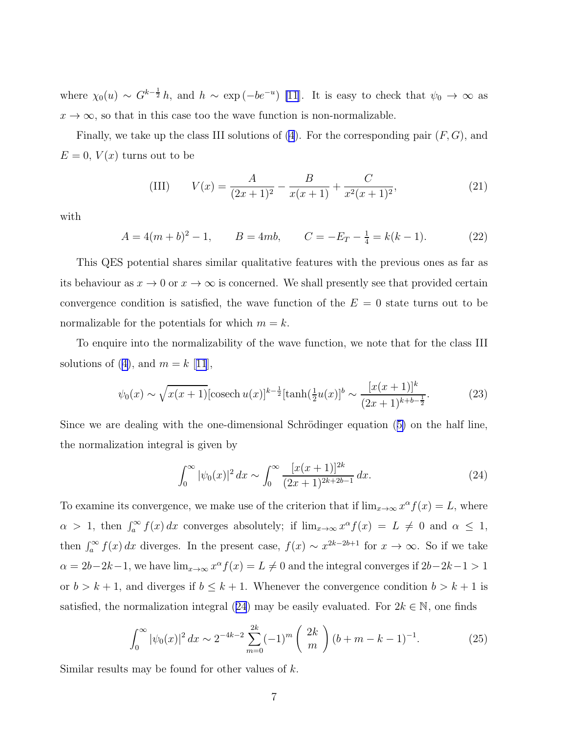where $\chi_0(u) \sim G^{k-\frac{1}{2}}\, h$, and $h \sim \exp\left(-be^{-u}\right)$ [11]. It is easy to check that $\psi_0 \to \infty$ as $x \to \infty$, so that in this case too the wave function is non-normalizable.

Finally, we take up the class III solutions of (4). For the corresponding pair $(F, G)$, and $E = 0$, $V(x)$ turns out to be

$$
\text{(III)} \qquad V(x) = \frac{A}{(2x+1)^2} - \frac{B}{x(x+1)} + \frac{C}{x^2(x+1)^2}, \tag{21}
$$

with

$$
A = 4(m+b)^2 - 1, \qquad B = 4mb, \qquad C = -E_T - \tfrac{1}{4} = k(k-1). \tag{22}
$$

This QES potential shares similar qualitative features with the previous ones as far as its behaviour as $x \to 0$ or $x \to \infty$ is concerned. We shall presently see that provided certain convergence condition is satisfied, the wave function of the $E = 0$ state turns out to be normalizable for the potentials for which $m = k$.

To enquire into the normalizability of the wave function, we note that for the class III solutions of (4), and $m = k$ [11],

$$
\psi_0(x) \sim \sqrt{x(x+1)}[\operatorname{cosech} u(x)]^{k-\frac{1}{2}}[\tanh(\tfrac{1}{2}u(x)]^b \sim \frac{[x(x+1)]^k}{(2x+1)^{k+b-\frac{1}{2}}}. \tag{23}
$$

Since we are dealing with the one-dimensional Schrödinger equation (5) on the half line, the normalization integral is given by

$$
\int_0^\infty |\psi_0(x)|^2\, dx \sim \int_0^\infty \frac{[x(x+1)]^{2k}}{(2x+1)^{2k+2b-1}}\, dx. \tag{24}
$$

To examine its convergence, we make use of the criterion that if $\lim_{x\to\infty} x^\alpha f(x) = L$, where $\alpha > 1$, then $\int_a^\infty f(x)\, dx$ converges absolutely; if $\lim_{x\to\infty} x^\alpha f(x) = L \neq 0$ and $\alpha \leq 1$, then $\int_a^\infty f(x)\, dx$ diverges. In the present case, $f(x) \sim x^{2k-2b+1}$ for $x \to \infty$. So if we take $\alpha = 2b - 2k - 1$, we have $\lim_{x\to\infty} x^\alpha f(x) = L \neq 0$ and the integral converges if $2b - 2k - 1 > 1$ or $b > k + 1$, and diverges if $b \leq k + 1$. Whenever the convergence condition $b > k + 1$ is satisfied, the normalization integral (24) may be easily evaluated. For $2k \in \mathbb{N}$, one finds

$$
\int_0^\infty |\psi_0(x)|^2\, dx \sim 2^{-4k-2} \sum_{m=0}^{2k} (-1)^m \begin{pmatrix} 2k \\ m \end{pmatrix} (b + m - k - 1)^{-1}. \tag{25}
$$

Similar results may be found for other values of $k$.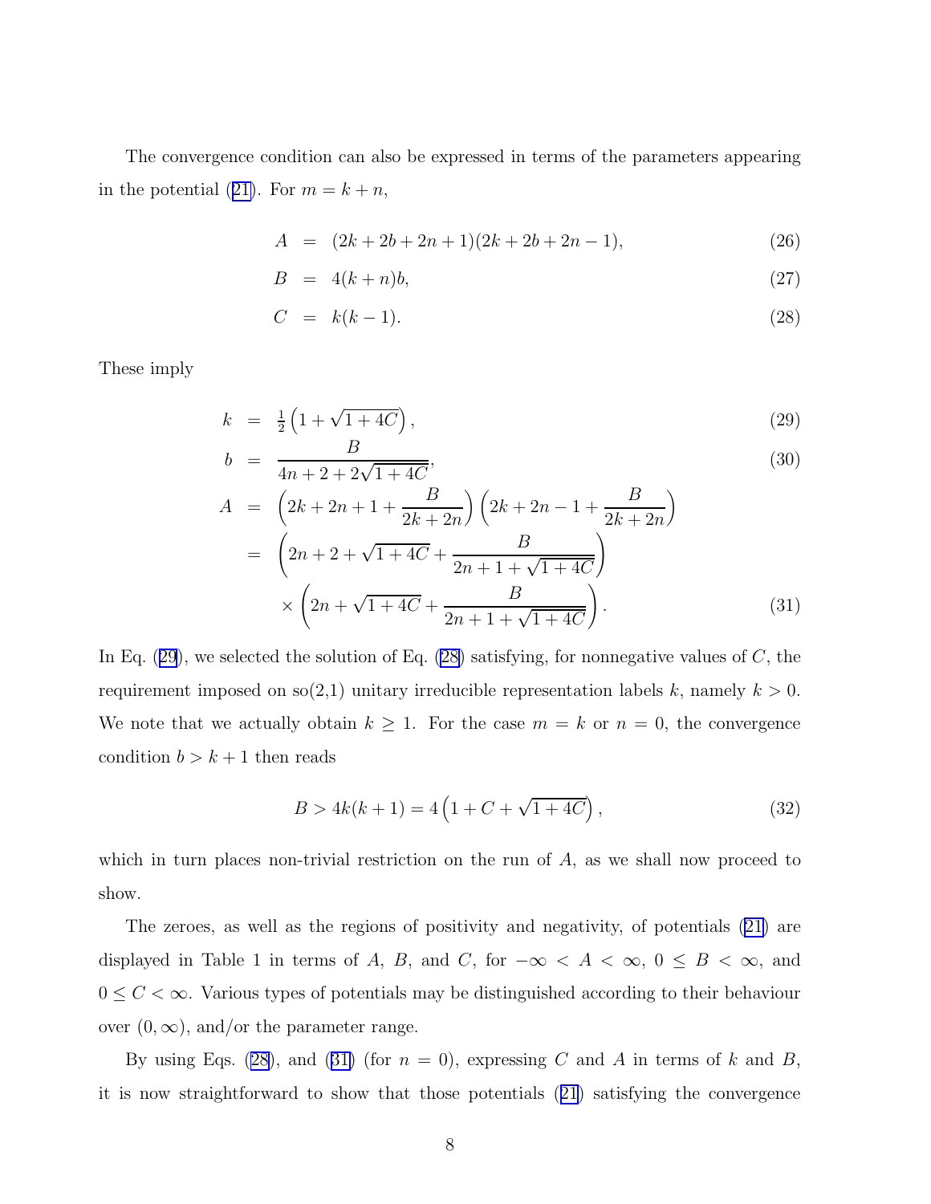The convergence condition can also be expressed in terms of the parameters appearing in the potential (21). For $m = k + n$,

$$
\begin{aligned}
A &= (2k + 2b + 2n + 1)(2k + 2b + 2n - 1), && (26) \\
B &= 4(k + n)b, && (27) \\
C &= k(k - 1). && (28)
\end{aligned}
$$

These imply

$$
\begin{aligned}
k &= \tfrac{1}{2}\left(1 + \sqrt{1 + 4C}\right), && (29) \\
b &= \frac{B}{4n + 2 + 2\sqrt{1 + 4C}}, && (30) \\
A &= \left(2k + 2n + 1 + \frac{B}{2k + 2n}\right)\left(2k + 2n - 1 + \frac{B}{2k + 2n}\right) \\
&= \left(2n + 2 + \sqrt{1 + 4C} + \frac{B}{2n + 1 + \sqrt{1 + 4C}}\right) \\
&\quad \times \left(2n + \sqrt{1 + 4C} + \frac{B}{2n + 1 + \sqrt{1 + 4C}}\right). && (31)
\end{aligned}
$$

In Eq. (29), we selected the solution of Eq. (28) satisfying, for nonnegative values of $C$, the requirement imposed on so(2,1) unitary irreducible representation labels $k$, namely $k > 0$. We note that we actually obtain $k \geq 1$. For the case $m = k$ or $n = 0$, the convergence condition $b > k + 1$ then reads

$$
B > 4k(k + 1) = 4\left(1 + C + \sqrt{1 + 4C}\right), \tag{32}
$$

which in turn places non-trivial restriction on the run of $A$, as we shall now proceed to show.

The zeroes, as well as the regions of positivity and negativity, of potentials (21) are displayed in Table 1 in terms of $A$, $B$, and $C$, for $-\infty < A < \infty$, $0 \leq B < \infty$, and $0 \leq C < \infty$. Various types of potentials may be distinguished according to their behaviour over $(0, \infty)$, and/or the parameter range.

By using Eqs. (28), and (31) (for $n = 0$), expressing $C$ and $A$ in terms of $k$ and $B$, it is now straightforward to show that those potentials (21) satisfying the convergence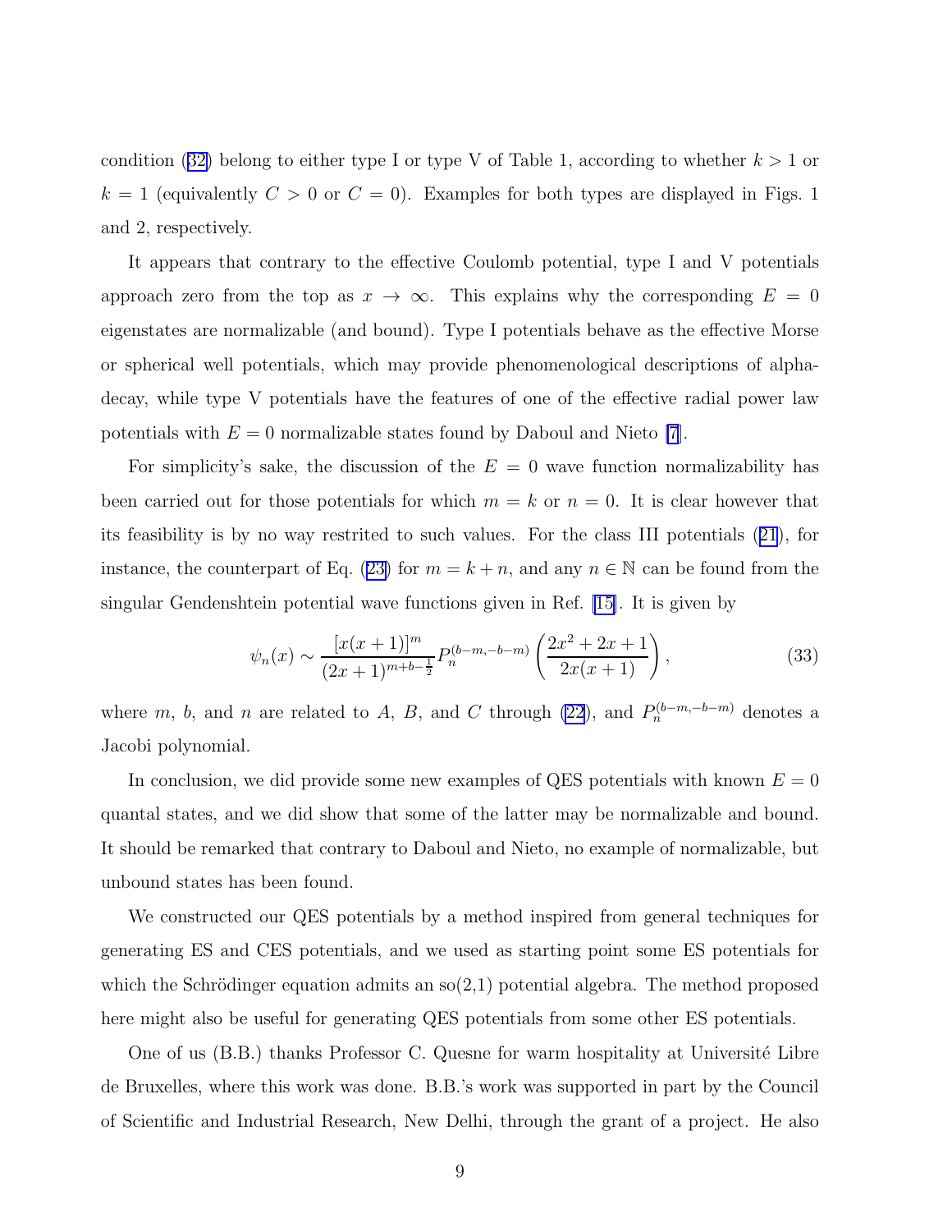condition (32) belong to either type I or type V of Table 1, according to whether $k > 1$ or $k = 1$ (equivalently $C > 0$ or $C = 0$). Examples for both types are displayed in Figs. 1 and 2, respectively.

It appears that contrary to the effective Coulomb potential, type I and V potentials approach zero from the top as $x \to \infty$. This explains why the corresponding $E = 0$ eigenstates are normalizable (and bound). Type I potentials behave as the effective Morse or spherical well potentials, which may provide phenomenological descriptions of alpha-decay, while type V potentials have the features of one of the effective radial power law potentials with $E = 0$ normalizable states found by Daboul and Nieto [7].

For simplicity's sake, the discussion of the $E = 0$ wave function normalizability has been carried out for those potentials for which $m = k$ or $n = 0$. It is clear however that its feasibility is by no way restrited to such values. For the class III potentials (21), for instance, the counterpart of Eq. (23) for $m = k + n$, and any $n \in \mathbb{N}$ can be found from the singular Gendenshtein potential wave functions given in Ref. [15]. It is given by

$$\psi_n(x) \sim \frac{[x(x+1)]^m}{(2x+1)^{m+b-\frac{1}{2}}} P_n^{(b-m,-b-m)}\left(\frac{2x^2+2x+1}{2x(x+1)}\right), \tag{33}$$

where $m$, $b$, and $n$ are related to $A$, $B$, and $C$ through (22), and $P_n^{(b-m,-b-m)}$ denotes a Jacobi polynomial.

In conclusion, we did provide some new examples of QES potentials with known $E = 0$ quantal states, and we did show that some of the latter may be normalizable and bound. It should be remarked that contrary to Daboul and Nieto, no example of normalizable, but unbound states has been found.

We constructed our QES potentials by a method inspired from general techniques for generating ES and CES potentials, and we used as starting point some ES potentials for which the Schrödinger equation admits an so(2,1) potential algebra. The method proposed here might also be useful for generating QES potentials from some other ES potentials.

One of us (B.B.) thanks Professor C. Quesne for warm hospitality at Université Libre de Bruxelles, where this work was done. B.B.'s work was supported in part by the Council of Scientific and Industrial Research, New Delhi, through the grant of a project. He also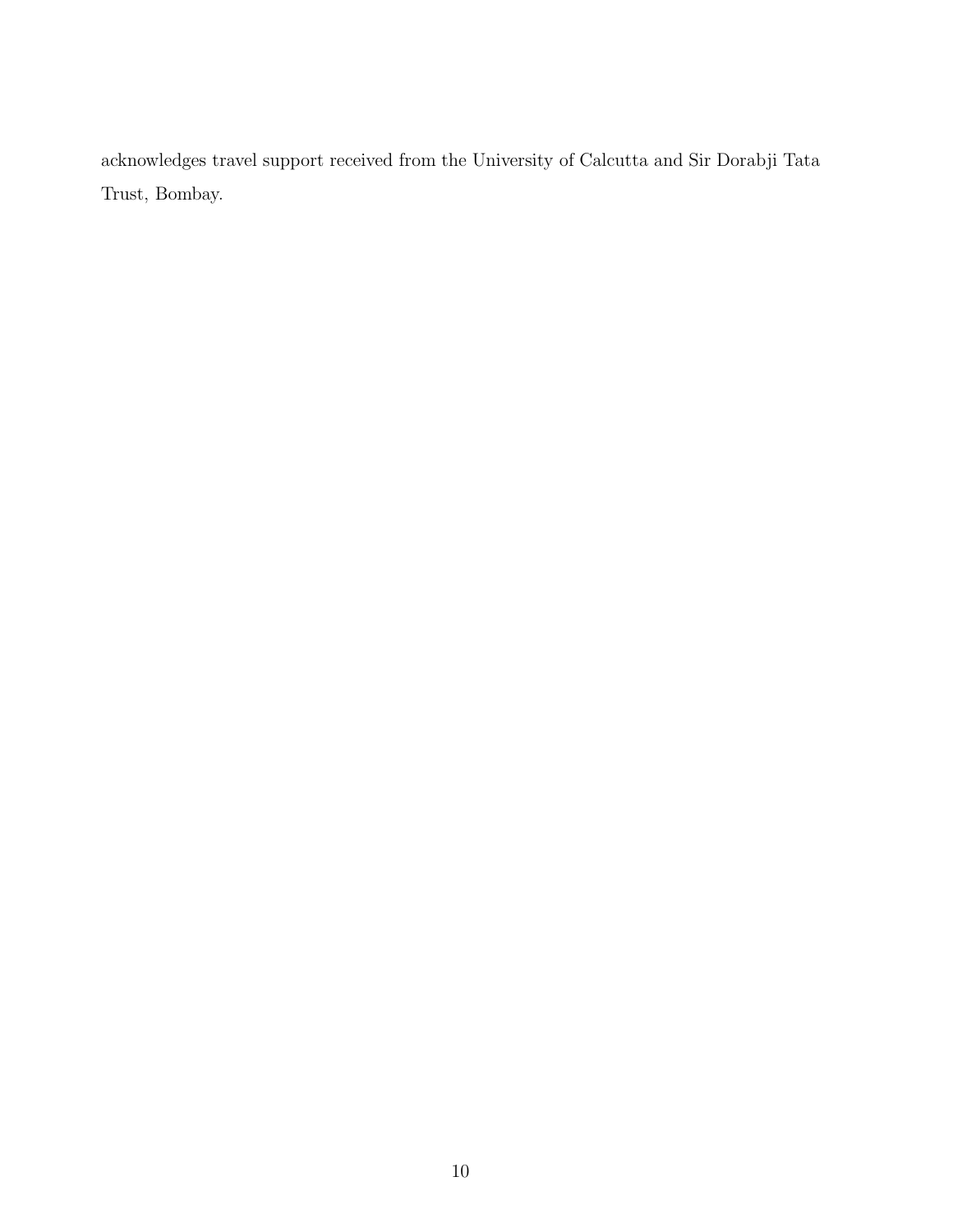acknowledges travel support received from the University of Calcutta and Sir Dorabji Tata Trust, Bombay.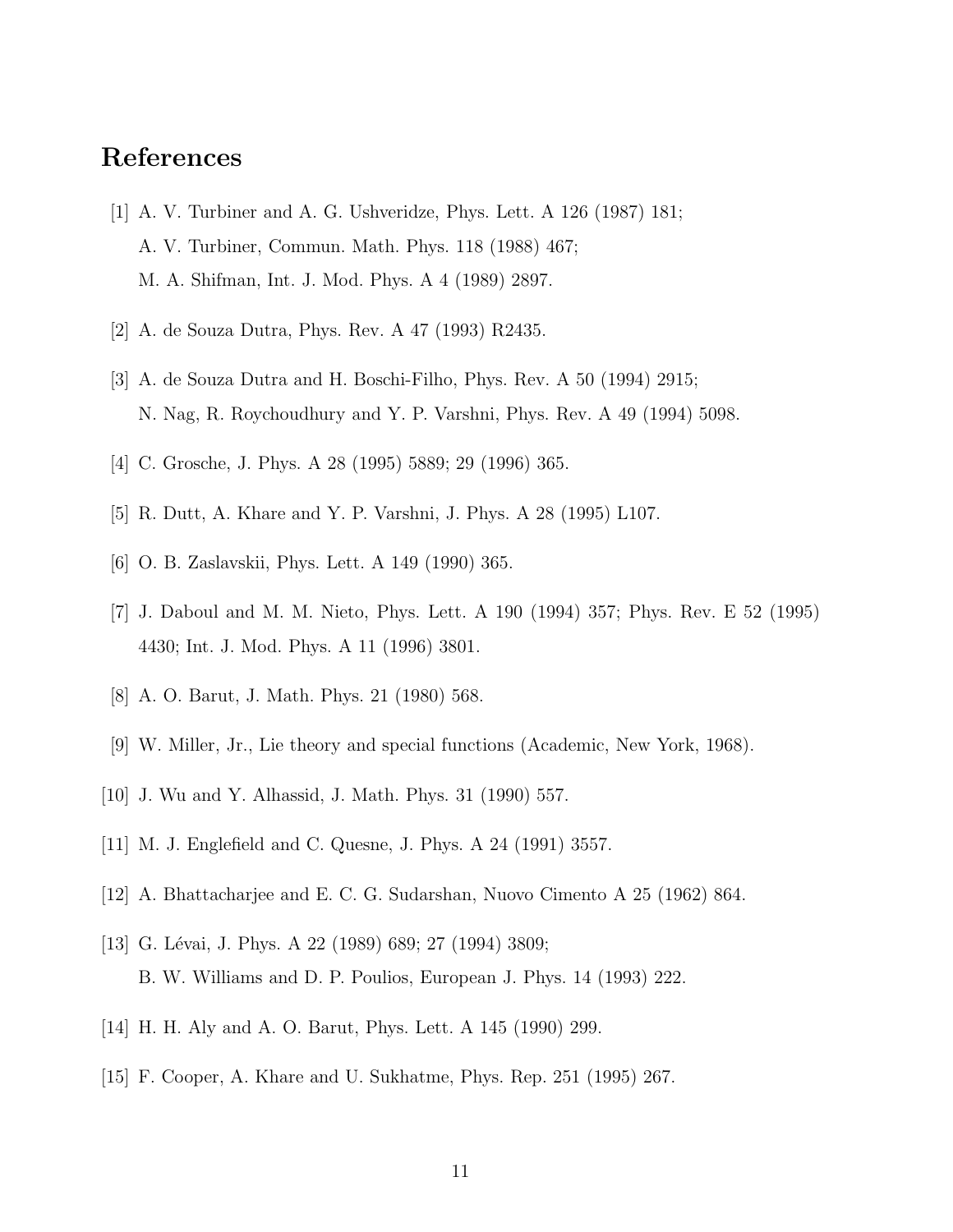# References

[1] A. V. Turbiner and A. G. Ushveridze, Phys. Lett. A 126 (1987) 181;
A. V. Turbiner, Commun. Math. Phys. 118 (1988) 467;
M. A. Shifman, Int. J. Mod. Phys. A 4 (1989) 2897.

[2] A. de Souza Dutra, Phys. Rev. A 47 (1993) R2435.

[3] A. de Souza Dutra and H. Boschi-Filho, Phys. Rev. A 50 (1994) 2915;
N. Nag, R. Roychoudhury and Y. P. Varshni, Phys. Rev. A 49 (1994) 5098.

[4] C. Grosche, J. Phys. A 28 (1995) 5889; 29 (1996) 365.

[5] R. Dutt, A. Khare and Y. P. Varshni, J. Phys. A 28 (1995) L107.

[6] O. B. Zaslavskii, Phys. Lett. A 149 (1990) 365.

[7] J. Daboul and M. M. Nieto, Phys. Lett. A 190 (1994) 357; Phys. Rev. E 52 (1995) 4430; Int. J. Mod. Phys. A 11 (1996) 3801.

[8] A. O. Barut, J. Math. Phys. 21 (1980) 568.

[9] W. Miller, Jr., Lie theory and special functions (Academic, New York, 1968).

[10] J. Wu and Y. Alhassid, J. Math. Phys. 31 (1990) 557.

[11] M. J. Englefield and C. Quesne, J. Phys. A 24 (1991) 3557.

[12] A. Bhattacharjee and E. C. G. Sudarshan, Nuovo Cimento A 25 (1962) 864.

[13] G. Lévai, J. Phys. A 22 (1989) 689; 27 (1994) 3809;
B. W. Williams and D. P. Poulios, European J. Phys. 14 (1993) 222.

[14] H. H. Aly and A. O. Barut, Phys. Lett. A 145 (1990) 299.

[15] F. Cooper, A. Khare and U. Sukhatme, Phys. Rep. 251 (1995) 267.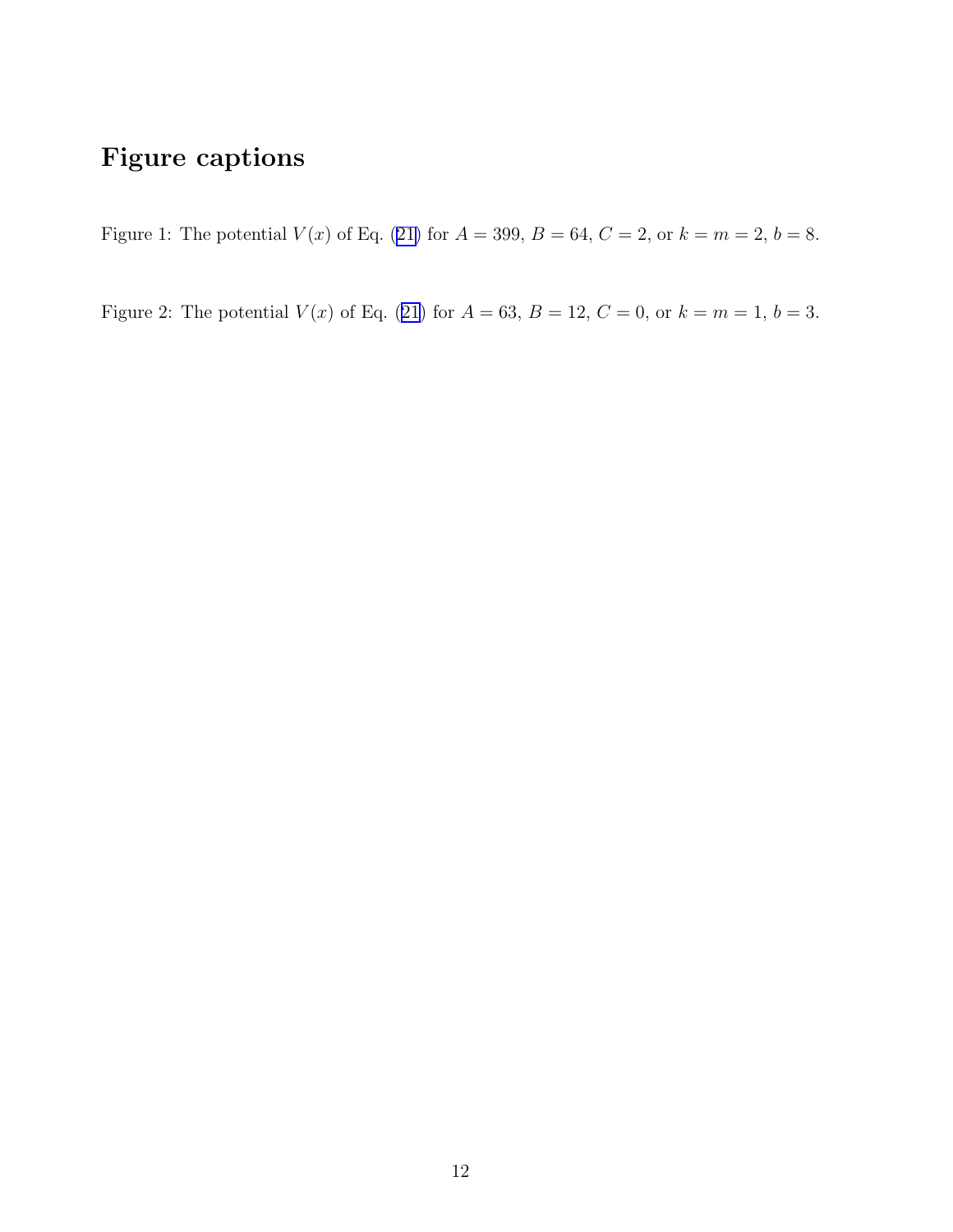# Figure captions

Figure 1: The potential $V(x)$ of Eq. (21) for $A = 399$, $B = 64$, $C = 2$, or $k = m = 2$, $b = 8$.

Figure 2: The potential $V(x)$ of Eq. (21) for $A = 63$, $B = 12$, $C = 0$, or $k = m = 1$, $b = 3$.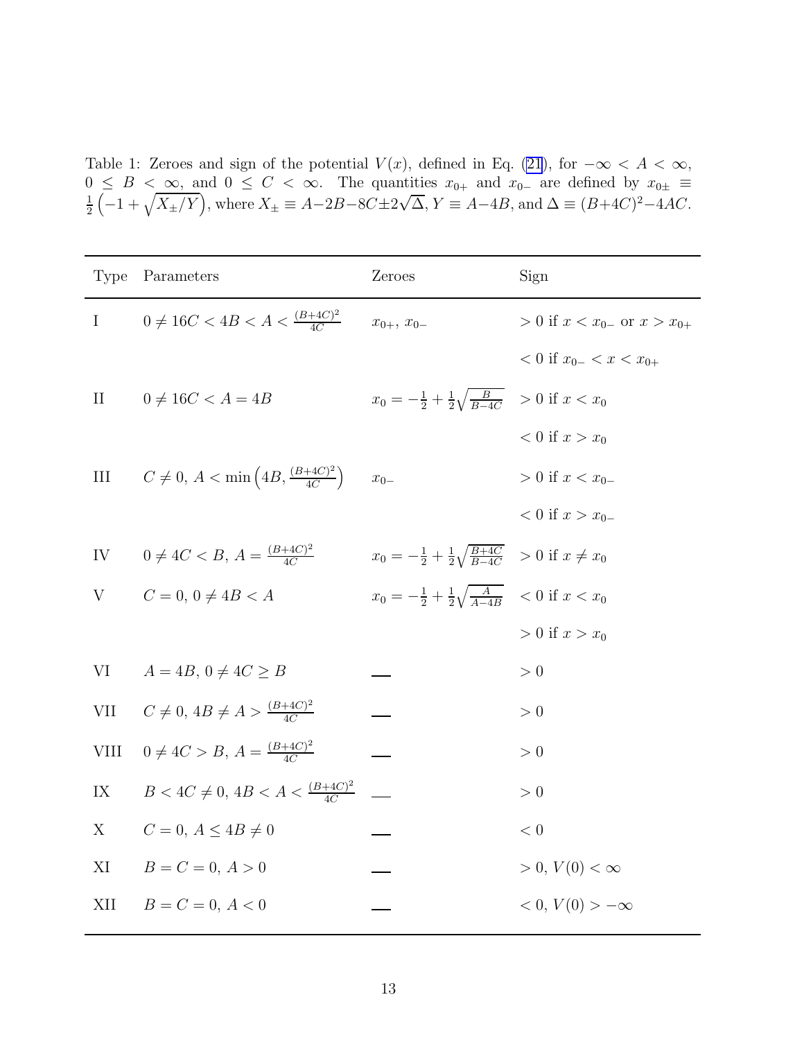Table 1: Zeroes and sign of the potential $V(x)$, defined in Eq. (21), for $-\infty < A < \infty$, $0 \le B < \infty$, and $0 \le C < \infty$. The quantities $x_{0+}$ and $x_{0-}$ are defined by $x_{0\pm} \equiv \frac{1}{2}\left(-1 + \sqrt{X_\pm/Y}\right)$, where $X_\pm \equiv A - 2B - 8C \pm 2\sqrt{\Delta}$, $Y \equiv A - 4B$, and $\Delta \equiv (B+4C)^2 - 4AC$.

| Type | Parameters | Zeroes | Sign |
|---|---|---|---|
| I | $0 \ne 16C < 4B < A < \frac{(B+4C)^2}{4C}$ | $x_{0+}$, $x_{0-}$ | $> 0$ if $x < x_{0-}$ or $x > x_{0+}$ |
| | | | $< 0$ if $x_{0-} < x < x_{0+}$ |
| II | $0 \ne 16C < A = 4B$ | $x_0 = -\frac{1}{2} + \frac{1}{2}\sqrt{\frac{B}{B-4C}}$ | $> 0$ if $x < x_0$ |
| | | | $< 0$ if $x > x_0$ |
| III | $C \ne 0$, $A < \min\left(4B, \frac{(B+4C)^2}{4C}\right)$ | $x_{0-}$ | $> 0$ if $x < x_{0-}$ |
| | | | $< 0$ if $x > x_{0-}$ |
| IV | $0 \ne 4C < B$, $A = \frac{(B+4C)^2}{4C}$ | $x_0 = -\frac{1}{2} + \frac{1}{2}\sqrt{\frac{B+4C}{B-4C}}$ | $> 0$ if $x \ne x_0$ |
| V | $C = 0$, $0 \ne 4B < A$ | $x_0 = -\frac{1}{2} + \frac{1}{2}\sqrt{\frac{A}{A-4B}}$ | $< 0$ if $x < x_0$ |
| | | | $> 0$ if $x > x_0$ |
| VI | $A = 4B$, $0 \ne 4C \ge B$ | — | $> 0$ |
| VII | $C \ne 0$, $4B \ne A > \frac{(B+4C)^2}{4C}$ | — | $> 0$ |
| VIII | $0 \ne 4C > B$, $A = \frac{(B+4C)^2}{4C}$ | — | $> 0$ |
| IX | $B < 4C \ne 0$, $4B < A < \frac{(B+4C)^2}{4C}$ | — | $> 0$ |
| X | $C = 0$, $A \le 4B \ne 0$ | — | $< 0$ |
| XI | $B = C = 0$, $A > 0$ | — | $> 0$, $V(0) < \infty$ |
| XII | $B = C = 0$, $A < 0$ | — | $< 0$, $V(0) > -\infty$ |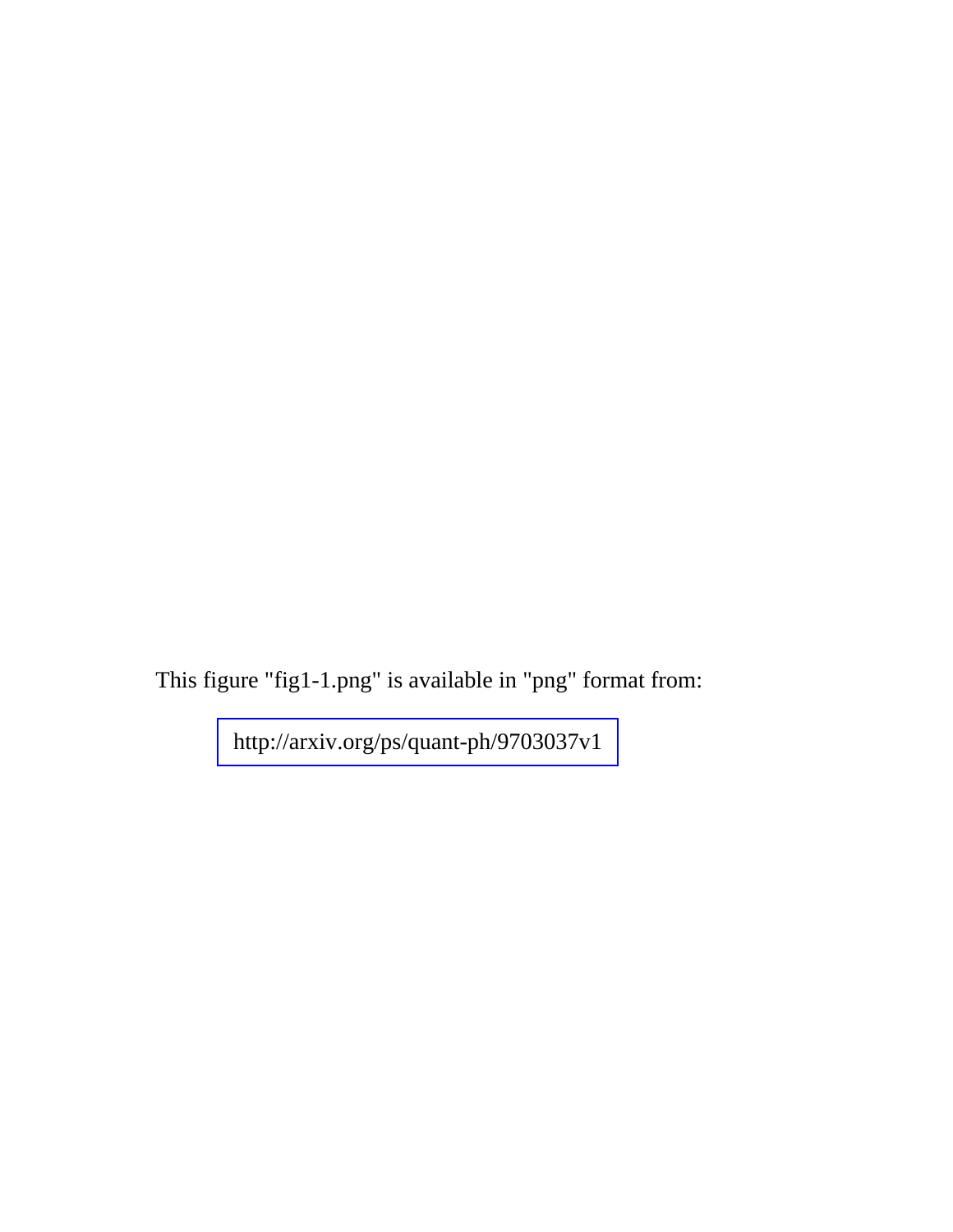This figure "fig1-1.png" is available in "png" format from:

http://arxiv.org/ps/quant-ph/9703037v1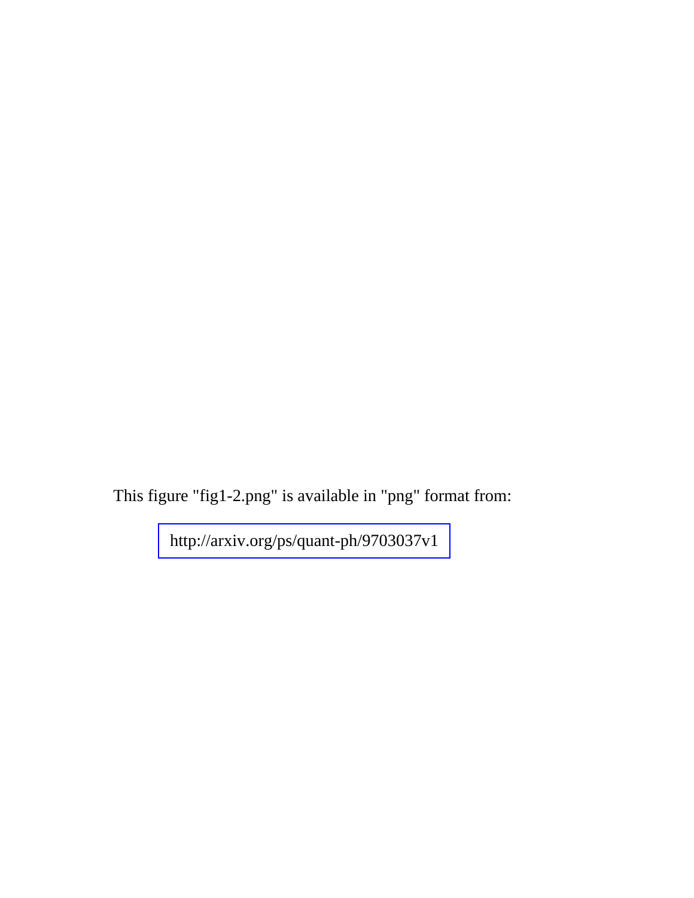This figure "fig1-2.png" is available in "png" format from:

http://arxiv.org/ps/quant-ph/9703037v1